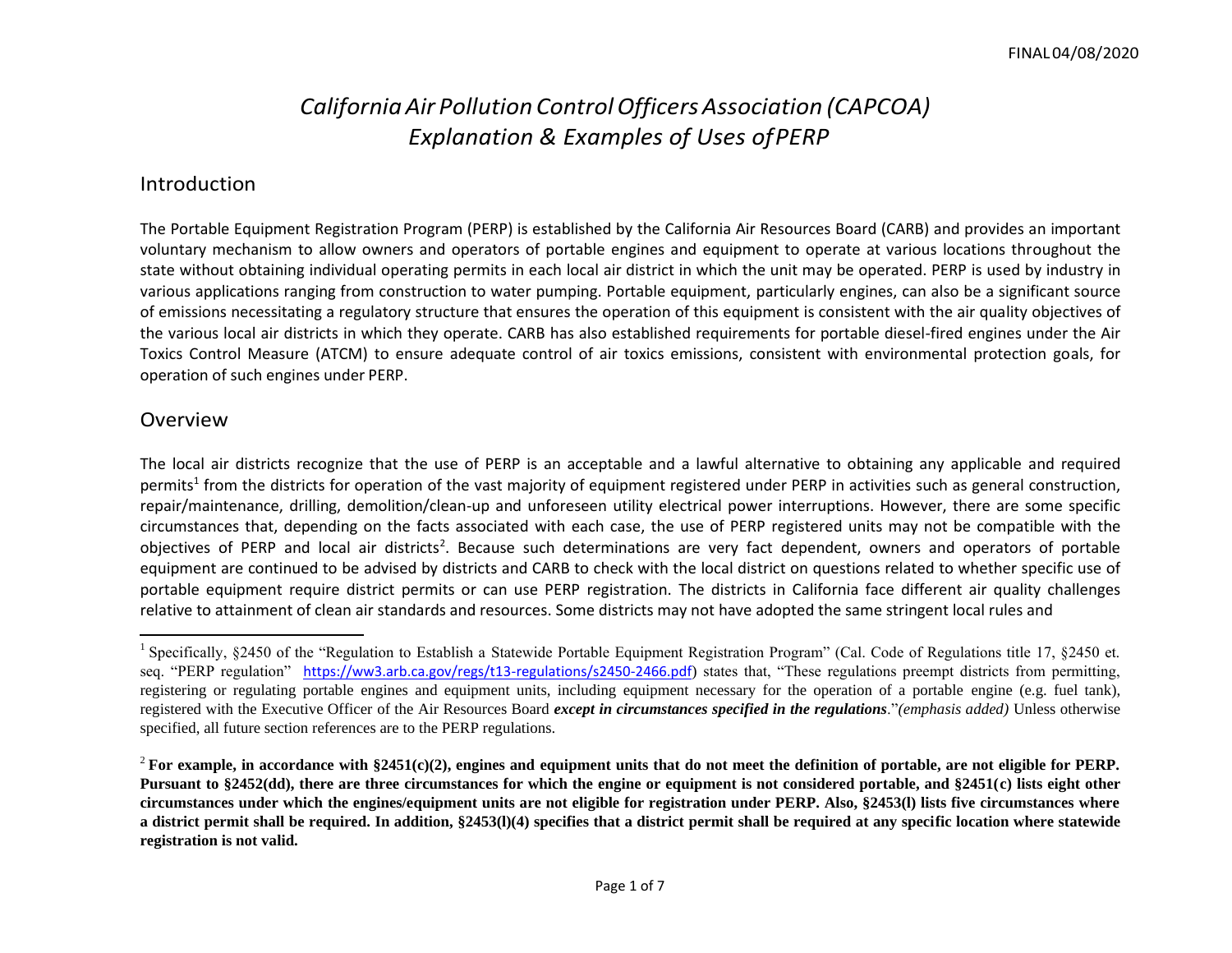FINAL 04/08/2020

# *California Air Pollution Control Officers Association (CAPCOA) Explanation & Examples of Uses of PERP*

## Introduction

The Portable Equipment Registration Program (PERP) is established by the California Air Resources Board (CARB) and provides an important voluntary mechanism to allow owners and operators of portable engines and equipment to operate at various locations throughout the state without obtaining individual operating permits in each local air district in which the unit may be operated. PERP is used by industry in various applications ranging from construction to water pumping. Portable equipment, particularly engines, can also be a significant source of emissions necessitating a regulatory structure that ensures the operation of this equipment is consistent with the air quality objectives of the various local air districts in which they operate. CARB has also established requirements for portable diesel-fired engines under the Air Toxics Control Measure (ATCM) to ensure adequate control of air toxics emissions, consistent with environmental protection goals, for operation of such engines under PERP.

## Overview

The local air districts recognize that the use of PERP is an acceptable and a lawful alternative to obtaining any applicable and required permits[1] from the districts for operation of the vast majority of equipment registered under PERP in activities such as general construction, repair/maintenance, drilling, demolition/clean-up and unforeseen utility electrical power interruptions. However, there are some specific circumstances that, depending on the facts associated with each case, the use of PERP registered units may not be compatible with the objectives of PERP and local air districts[2]. Because such determinations are very fact dependent, owners and operators of portable equipment are continued to be advised by districts and CARB to check with the local district on questions related to whether specific use of portable equipment require district permits or can use PERP registration. The districts in California face different air quality challenges relative to attainment of clean air standards and resources. Some districts may not have adopted the same stringent local rules and

---

[1] Specifically, §2450 of the "Regulation to Establish a Statewide Portable Equipment Registration Program" (Cal. Code of Regulations title 17, §2450 et. seq. "PERP regulation" https://ww3.arb.ca.gov/regs/t13-regulations/s2450-2466.pdf) states that, "These regulations preempt districts from permitting, registering or regulating portable engines and equipment units, including equipment necessary for the operation of a portable engine (e.g. fuel tank), registered with the Executive Officer of the Air Resources Board ***except in circumstances specified in the regulations***."*(emphasis added)* Unless otherwise specified, all future section references are to the PERP regulations.

[2] **For example, in accordance with §2451(c)(2), engines and equipment units that do not meet the definition of portable, are not eligible for PERP. Pursuant to §2452(dd), there are three circumstances for which the engine or equipment is not considered portable, and §2451(c) lists eight other circumstances under which the engines/equipment units are not eligible for registration under PERP. Also, §2453(l) lists five circumstances where a district permit shall be required. In addition, §2453(l)(4) specifies that a district permit shall be required at any specific location where statewide registration is not valid.**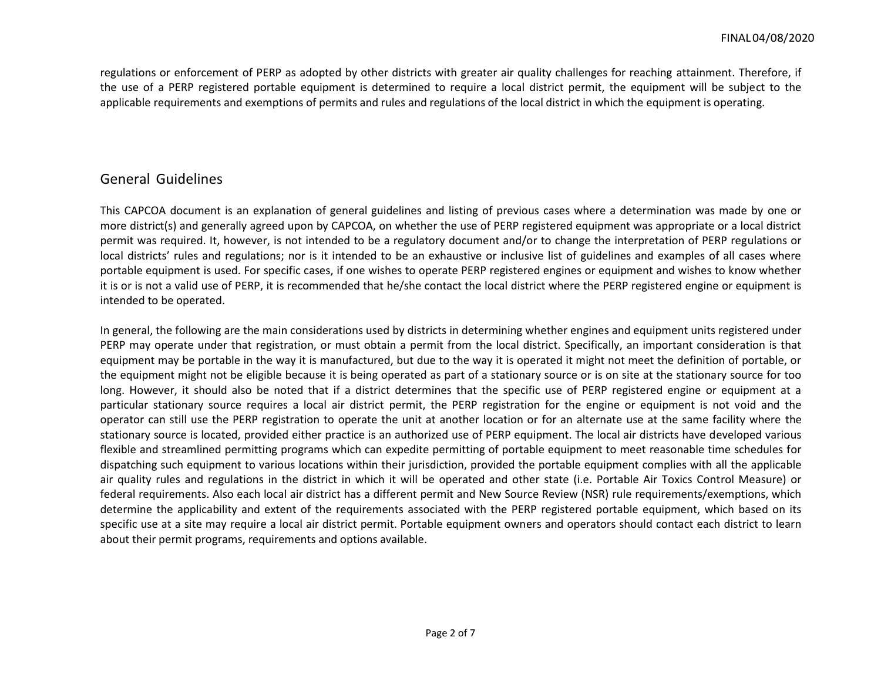regulations or enforcement of PERP as adopted by other districts with greater air quality challenges for reaching attainment. Therefore, if the use of a PERP registered portable equipment is determined to require a local district permit, the equipment will be subject to the applicable requirements and exemptions of permits and rules and regulations of the local district in which the equipment is operating.

## General Guidelines

This CAPCOA document is an explanation of general guidelines and listing of previous cases where a determination was made by one or more district(s) and generally agreed upon by CAPCOA, on whether the use of PERP registered equipment was appropriate or a local district permit was required. It, however, is not intended to be a regulatory document and/or to change the interpretation of PERP regulations or local districts' rules and regulations; nor is it intended to be an exhaustive or inclusive list of guidelines and examples of all cases where portable equipment is used. For specific cases, if one wishes to operate PERP registered engines or equipment and wishes to know whether it is or is not a valid use of PERP, it is recommended that he/she contact the local district where the PERP registered engine or equipment is intended to be operated.

In general, the following are the main considerations used by districts in determining whether engines and equipment units registered under PERP may operate under that registration, or must obtain a permit from the local district. Specifically, an important consideration is that equipment may be portable in the way it is manufactured, but due to the way it is operated it might not meet the definition of portable, or the equipment might not be eligible because it is being operated as part of a stationary source or is on site at the stationary source for too long. However, it should also be noted that if a district determines that the specific use of PERP registered engine or equipment at a particular stationary source requires a local air district permit, the PERP registration for the engine or equipment is not void and the operator can still use the PERP registration to operate the unit at another location or for an alternate use at the same facility where the stationary source is located, provided either practice is an authorized use of PERP equipment. The local air districts have developed various flexible and streamlined permitting programs which can expedite permitting of portable equipment to meet reasonable time schedules for dispatching such equipment to various locations within their jurisdiction, provided the portable equipment complies with all the applicable air quality rules and regulations in the district in which it will be operated and other state (i.e. Portable Air Toxics Control Measure) or federal requirements. Also each local air district has a different permit and New Source Review (NSR) rule requirements/exemptions, which determine the applicability and extent of the requirements associated with the PERP registered portable equipment, which based on its specific use at a site may require a local air district permit. Portable equipment owners and operators should contact each district to learn about their permit programs, requirements and options available.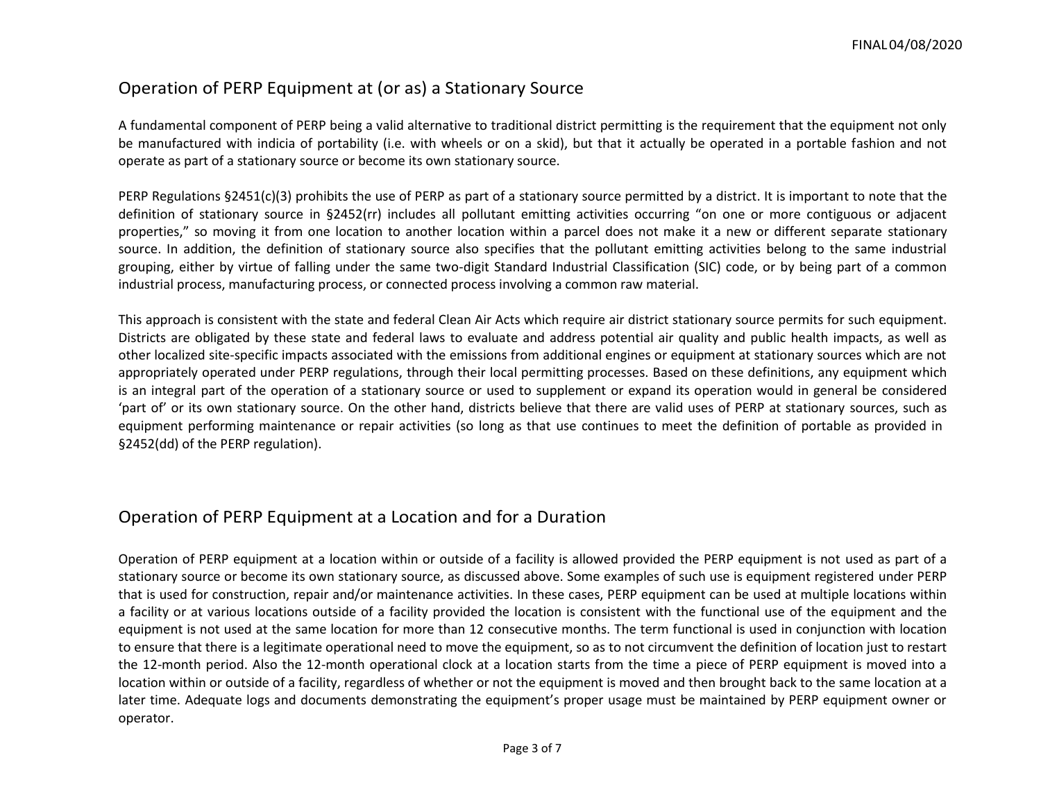## Operation of PERP Equipment at (or as) a Stationary Source

A fundamental component of PERP being a valid alternative to traditional district permitting is the requirement that the equipment not only be manufactured with indicia of portability (i.e. with wheels or on a skid), but that it actually be operated in a portable fashion and not operate as part of a stationary source or become its own stationary source.

PERP Regulations §2451(c)(3) prohibits the use of PERP as part of a stationary source permitted by a district. It is important to note that the definition of stationary source in §2452(rr) includes all pollutant emitting activities occurring "on one or more contiguous or adjacent properties," so moving it from one location to another location within a parcel does not make it a new or different separate stationary source. In addition, the definition of stationary source also specifies that the pollutant emitting activities belong to the same industrial grouping, either by virtue of falling under the same two-digit Standard Industrial Classification (SIC) code, or by being part of a common industrial process, manufacturing process, or connected process involving a common raw material.

This approach is consistent with the state and federal Clean Air Acts which require air district stationary source permits for such equipment. Districts are obligated by these state and federal laws to evaluate and address potential air quality and public health impacts, as well as other localized site-specific impacts associated with the emissions from additional engines or equipment at stationary sources which are not appropriately operated under PERP regulations, through their local permitting processes. Based on these definitions, any equipment which is an integral part of the operation of a stationary source or used to supplement or expand its operation would in general be considered 'part of' or its own stationary source. On the other hand, districts believe that there are valid uses of PERP at stationary sources, such as equipment performing maintenance or repair activities (so long as that use continues to meet the definition of portable as provided in §2452(dd) of the PERP regulation).

## Operation of PERP Equipment at a Location and for a Duration

Operation of PERP equipment at a location within or outside of a facility is allowed provided the PERP equipment is not used as part of a stationary source or become its own stationary source, as discussed above. Some examples of such use is equipment registered under PERP that is used for construction, repair and/or maintenance activities. In these cases, PERP equipment can be used at multiple locations within a facility or at various locations outside of a facility provided the location is consistent with the functional use of the equipment and the equipment is not used at the same location for more than 12 consecutive months. The term functional is used in conjunction with location to ensure that there is a legitimate operational need to move the equipment, so as to not circumvent the definition of location just to restart the 12-month period. Also the 12-month operational clock at a location starts from the time a piece of PERP equipment is moved into a location within or outside of a facility, regardless of whether or not the equipment is moved and then brought back to the same location at a later time. Adequate logs and documents demonstrating the equipment's proper usage must be maintained by PERP equipment owner or operator.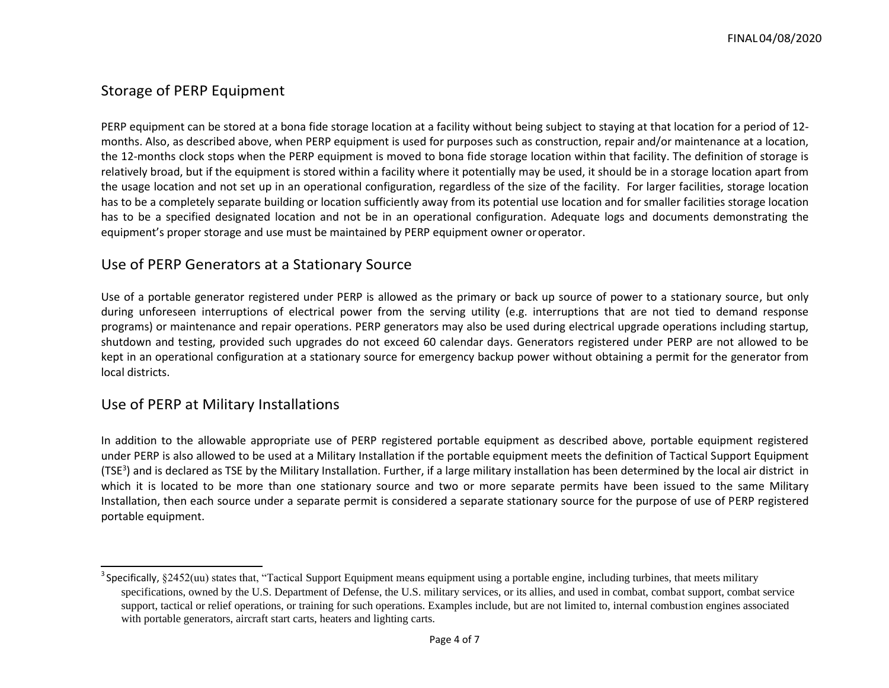## Storage of PERP Equipment

PERP equipment can be stored at a bona fide storage location at a facility without being subject to staying at that location for a period of 12-months. Also, as described above, when PERP equipment is used for purposes such as construction, repair and/or maintenance at a location, the 12-months clock stops when the PERP equipment is moved to bona fide storage location within that facility. The definition of storage is relatively broad, but if the equipment is stored within a facility where it potentially may be used, it should be in a storage location apart from the usage location and not set up in an operational configuration, regardless of the size of the facility. For larger facilities, storage location has to be a completely separate building or location sufficiently away from its potential use location and for smaller facilities storage location has to be a specified designated location and not be in an operational configuration. Adequate logs and documents demonstrating the equipment's proper storage and use must be maintained by PERP equipment owner or operator.

## Use of PERP Generators at a Stationary Source

Use of a portable generator registered under PERP is allowed as the primary or back up source of power to a stationary source, but only during unforeseen interruptions of electrical power from the serving utility (e.g. interruptions that are not tied to demand response programs) or maintenance and repair operations. PERP generators may also be used during electrical upgrade operations including startup, shutdown and testing, provided such upgrades do not exceed 60 calendar days. Generators registered under PERP are not allowed to be kept in an operational configuration at a stationary source for emergency backup power without obtaining a permit for the generator from local districts.

## Use of PERP at Military Installations

In addition to the allowable appropriate use of PERP registered portable equipment as described above, portable equipment registered under PERP is also allowed to be used at a Military Installation if the portable equipment meets the definition of Tactical Support Equipment (TSE[3]) and is declared as TSE by the Military Installation. Further, if a large military installation has been determined by the local air district in which it is located to be more than one stationary source and two or more separate permits have been issued to the same Military Installation, then each source under a separate permit is considered a separate stationary source for the purpose of use of PERP registered portable equipment.

[3] Specifically, §2452(uu) states that, "Tactical Support Equipment means equipment using a portable engine, including turbines, that meets military specifications, owned by the U.S. Department of Defense, the U.S. military services, or its allies, and used in combat, combat support, combat service support, tactical or relief operations, or training for such operations. Examples include, but are not limited to, internal combustion engines associated with portable generators, aircraft start carts, heaters and lighting carts.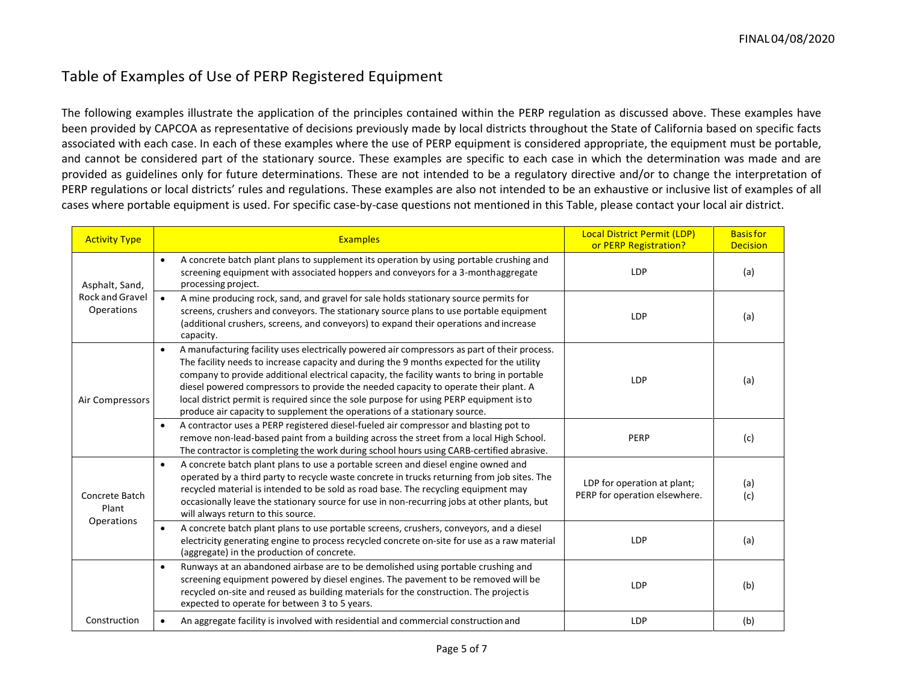## Table of Examples of Use of PERP Registered Equipment

The following examples illustrate the application of the principles contained within the PERP regulation as discussed above. These examples have been provided by CAPCOA as representative of decisions previously made by local districts throughout the State of California based on specific facts associated with each case. In each of these examples where the use of PERP equipment is considered appropriate, the equipment must be portable, and cannot be considered part of the stationary source. These examples are specific to each case in which the determination was made and are provided as guidelines only for future determinations. These are not intended to be a regulatory directive and/or to change the interpretation of PERP regulations or local districts' rules and regulations. These examples are also not intended to be an exhaustive or inclusive list of examples of all cases where portable equipment is used. For specific case-by-case questions not mentioned in this Table, please contact your local air district.

| Activity Type | Examples | Local District Permit (LDP) or PERP Registration? | Basis for Decision |
|---|---|---|---|
| Asphalt, Sand, Rock and Gravel Operations | • A concrete batch plant plans to supplement its operation by using portable crushing and screening equipment with associated hoppers and conveyors for a 3-month aggregate processing project. | LDP | (a) |
| | • A mine producing rock, sand, and gravel for sale holds stationary source permits for screens, crushers and conveyors. The stationary source plans to use portable equipment (additional crushers, screens, and conveyors) to expand their operations and increase capacity. | LDP | (a) |
| Air Compressors | • A manufacturing facility uses electrically powered air compressors as part of their process. The facility needs to increase capacity and during the 9 months expected for the utility company to provide additional electrical capacity, the facility wants to bring in portable diesel powered compressors to provide the needed capacity to operate their plant. A local district permit is required since the sole purpose for using PERP equipment is to produce air capacity to supplement the operations of a stationary source. | LDP | (a) |
| | • A contractor uses a PERP registered diesel-fueled air compressor and blasting pot to remove non-lead-based paint from a building across the street from a local High School. The contractor is completing the work during school hours using CARB-certified abrasive. | PERP | (c) |
| Concrete Batch Plant Operations | • A concrete batch plant plans to use a portable screen and diesel engine owned and operated by a third party to recycle waste concrete in trucks returning from job sites. The recycled material is intended to be sold as road base. The recycling equipment may occasionally leave the stationary source for use in non-recurring jobs at other plants, but will always return to this source. | LDP for operation at plant; PERP for operation elsewhere. | (a) (c) |
| | • A concrete batch plant plans to use portable screens, crushers, conveyors, and a diesel electricity generating engine to process recycled concrete on-site for use as a raw material (aggregate) in the production of concrete. | LDP | (a) |
| Construction | • Runways at an abandoned airbase are to be demolished using portable crushing and screening equipment powered by diesel engines. The pavement to be removed will be recycled on-site and reused as building materials for the construction. The project is expected to operate for between 3 to 5 years. | LDP | (b) |
| | • An aggregate facility is involved with residential and commercial construction and | LDP | (b) |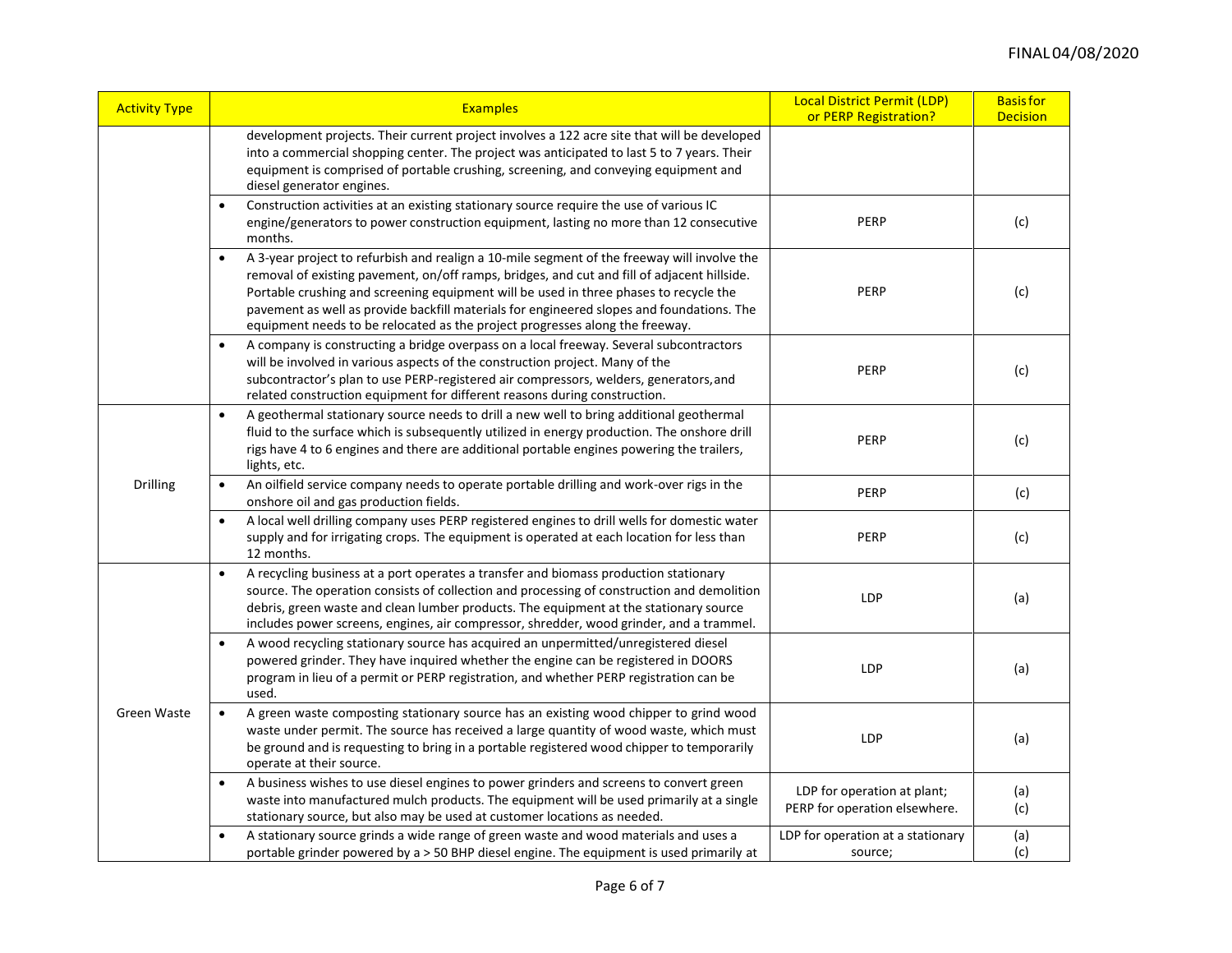| Activity Type | Examples | Local District Permit (LDP) or PERP Registration? | Basis for Decision |
|---|---|---|---|
| | development projects. Their current project involves a 122 acre site that will be developed into a commercial shopping center. The project was anticipated to last 5 to 7 years. Their equipment is comprised of portable crushing, screening, and conveying equipment and diesel generator engines. | | |
| | • Construction activities at an existing stationary source require the use of various IC engine/generators to power construction equipment, lasting no more than 12 consecutive months. | PERP | (c) |
| | • A 3-year project to refurbish and realign a 10-mile segment of the freeway will involve the removal of existing pavement, on/off ramps, bridges, and cut and fill of adjacent hillside. Portable crushing and screening equipment will be used in three phases to recycle the pavement as well as provide backfill materials for engineered slopes and foundations. The equipment needs to be relocated as the project progresses along the freeway. | PERP | (c) |
| | • A company is constructing a bridge overpass on a local freeway. Several subcontractors will be involved in various aspects of the construction project. Many of the subcontractor's plan to use PERP-registered air compressors, welders, generators, and related construction equipment for different reasons during construction. | PERP | (c) |
| Drilling | • A geothermal stationary source needs to drill a new well to bring additional geothermal fluid to the surface which is subsequently utilized in energy production. The onshore drill rigs have 4 to 6 engines and there are additional portable engines powering the trailers, lights, etc. | PERP | (c) |
| | • An oilfield service company needs to operate portable drilling and work-over rigs in the onshore oil and gas production fields. | PERP | (c) |
| | • A local well drilling company uses PERP registered engines to drill wells for domestic water supply and for irrigating crops. The equipment is operated at each location for less than 12 months. | PERP | (c) |
| Green Waste | • A recycling business at a port operates a transfer and biomass production stationary source. The operation consists of collection and processing of construction and demolition debris, green waste and clean lumber products. The equipment at the stationary source includes power screens, engines, air compressor, shredder, wood grinder, and a trammel. | LDP | (a) |
| | • A wood recycling stationary source has acquired an unpermitted/unregistered diesel powered grinder. They have inquired whether the engine can be registered in DOORS program in lieu of a permit or PERP registration, and whether PERP registration can be used. | LDP | (a) |
| | • A green waste composting stationary source has an existing wood chipper to grind wood waste under permit. The source has received a large quantity of wood waste, which must be ground and is requesting to bring in a portable registered wood chipper to temporarily operate at their source. | LDP | (a) |
| | • A business wishes to use diesel engines to power grinders and screens to convert green waste into manufactured mulch products. The equipment will be used primarily at a single stationary source, but also may be used at customer locations as needed. | LDP for operation at plant; PERP for operation elsewhere. | (a) (c) |
| | • A stationary source grinds a wide range of green waste and wood materials and uses a portable grinder powered by a > 50 BHP diesel engine. The equipment is used primarily at | LDP for operation at a stationary source; | (a) (c) |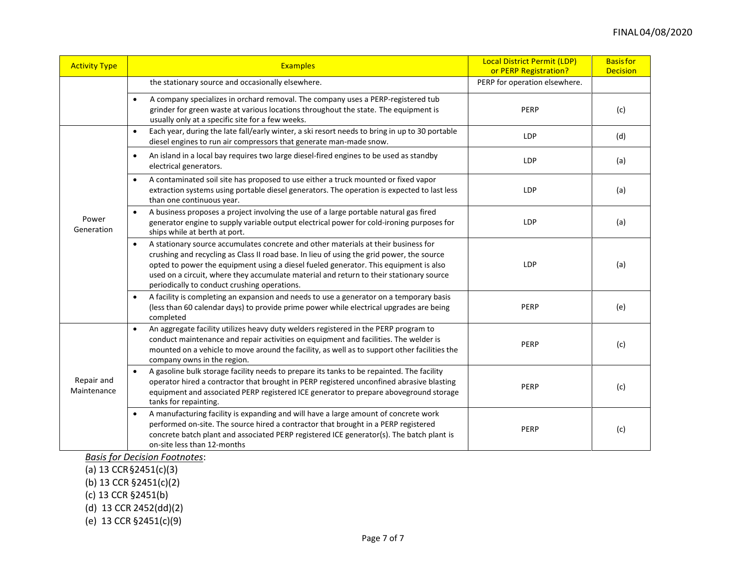| Activity Type | Examples | Local District Permit (LDP) or PERP Registration? | Basis for Decision |
|---|---|---|---|
| | the stationary source and occasionally elsewhere. | PERP for operation elsewhere. | |
| | • A company specializes in orchard removal. The company uses a PERP-registered tub grinder for green waste at various locations throughout the state. The equipment is usually only at a specific site for a few weeks. | PERP | (c) |
| Power Generation | • Each year, during the late fall/early winter, a ski resort needs to bring in up to 30 portable diesel engines to run air compressors that generate man-made snow. | LDP | (d) |
| | • An island in a local bay requires two large diesel-fired engines to be used as standby electrical generators. | LDP | (a) |
| | • A contaminated soil site has proposed to use either a truck mounted or fixed vapor extraction systems using portable diesel generators. The operation is expected to last less than one continuous year. | LDP | (a) |
| | • A business proposes a project involving the use of a large portable natural gas fired generator engine to supply variable output electrical power for cold-ironing purposes for ships while at berth at port. | LDP | (a) |
| | • A stationary source accumulates concrete and other materials at their business for crushing and recycling as Class II road base. In lieu of using the grid power, the source opted to power the equipment using a diesel fueled generator. This equipment is also used on a circuit, where they accumulate material and return to their stationary source periodically to conduct crushing operations. | LDP | (a) |
| | • A facility is completing an expansion and needs to use a generator on a temporary basis (less than 60 calendar days) to provide prime power while electrical upgrades are being completed | PERP | (e) |
| Repair and Maintenance | • An aggregate facility utilizes heavy duty welders registered in the PERP program to conduct maintenance and repair activities on equipment and facilities. The welder is mounted on a vehicle to move around the facility, as well as to support other facilities the company owns in the region. | PERP | (c) |
| | • A gasoline bulk storage facility needs to prepare its tanks to be repainted. The facility operator hired a contractor that brought in PERP registered unconfined abrasive blasting equipment and associated PERP registered ICE generator to prepare aboveground storage tanks for repainting. | PERP | (c) |
| | • A manufacturing facility is expanding and will have a large amount of concrete work performed on-site. The source hired a contractor that brought in a PERP registered concrete batch plant and associated PERP registered ICE generator(s). The batch plant is on-site less than 12-months | PERP | (c) |

*Basis for Decision Footnotes*:

(a) 13 CCR §2451(c)(3)

(b) 13 CCR §2451(c)(2)

(c) 13 CCR §2451(b)

(d) 13 CCR 2452(dd)(2)

(e) 13 CCR §2451(c)(9)